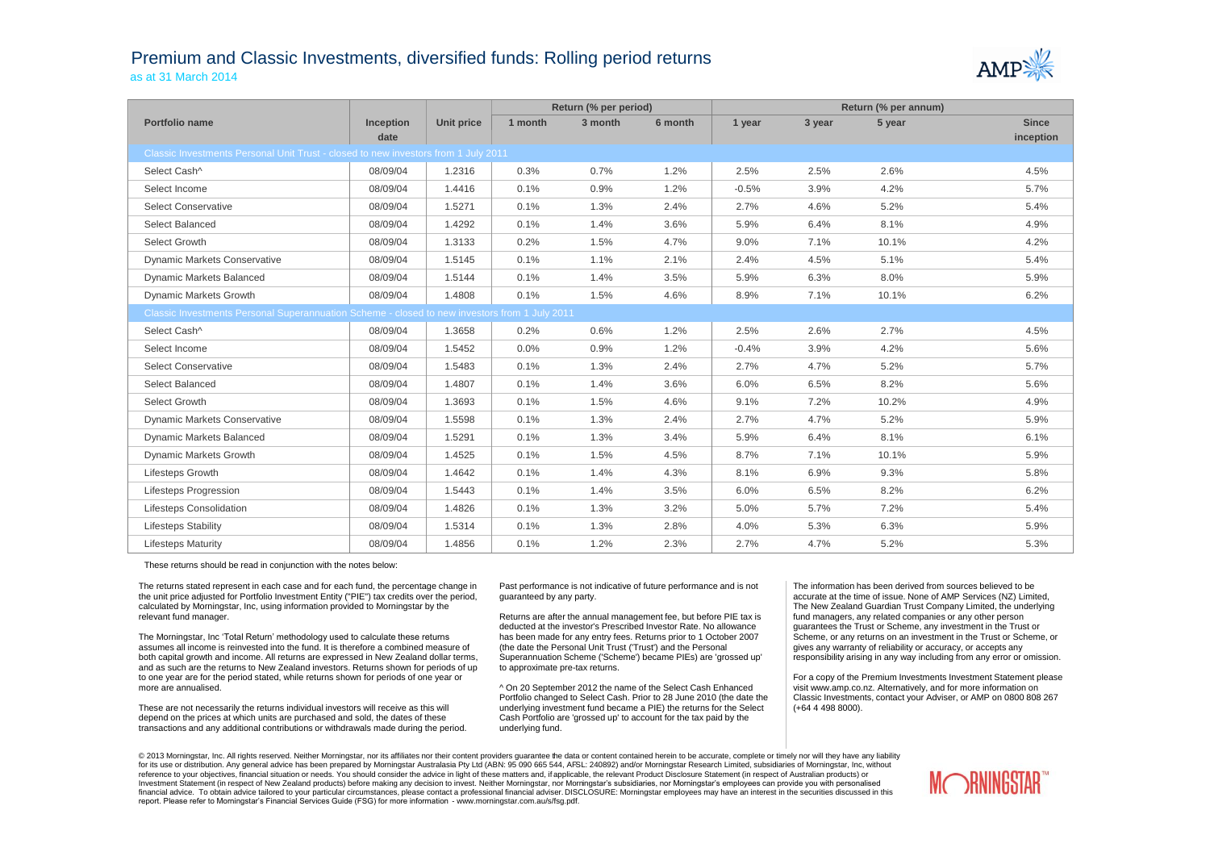# Premium and Classic Investments, diversified funds: Rolling period returns

as at 31 March 2014

| Portfolio name | Inception date | Unit price | Return (% per period) | | | Return (% per annum) | | | |
|---|---|---|---|---|---|---|---|---|---|
| | | | 1 month | 3 month | 6 month | 1 year | 3 year | 5 year | Since inception |
| **Classic Investments Personal Unit Trust - closed to new investors from 1 July 2011** | | | | | | | | | |
| Select Cash^ | 08/09/04 | 1.2316 | 0.3% | 0.7% | 1.2% | 2.5% | 2.5% | 2.6% | 4.5% |
| Select Income | 08/09/04 | 1.4416 | 0.1% | 0.9% | 1.2% | -0.5% | 3.9% | 4.2% | 5.7% |
| Select Conservative | 08/09/04 | 1.5271 | 0.1% | 1.3% | 2.4% | 2.7% | 4.6% | 5.2% | 5.4% |
| Select Balanced | 08/09/04 | 1.4292 | 0.1% | 1.4% | 3.6% | 5.9% | 6.4% | 8.1% | 4.9% |
| Select Growth | 08/09/04 | 1.3133 | 0.2% | 1.5% | 4.7% | 9.0% | 7.1% | 10.1% | 4.2% |
| Dynamic Markets Conservative | 08/09/04 | 1.5145 | 0.1% | 1.1% | 2.1% | 2.4% | 4.5% | 5.1% | 5.4% |
| Dynamic Markets Balanced | 08/09/04 | 1.5144 | 0.1% | 1.4% | 3.5% | 5.9% | 6.3% | 8.0% | 5.9% |
| Dynamic Markets Growth | 08/09/04 | 1.4808 | 0.1% | 1.5% | 4.6% | 8.9% | 7.1% | 10.1% | 6.2% |
| **Classic Investments Personal Superannuation Scheme - closed to new investors from 1 July 2011** | | | | | | | | | |
| Select Cash^ | 08/09/04 | 1.3658 | 0.2% | 0.6% | 1.2% | 2.5% | 2.6% | 2.7% | 4.5% |
| Select Income | 08/09/04 | 1.5452 | 0.0% | 0.9% | 1.2% | -0.4% | 3.9% | 4.2% | 5.6% |
| Select Conservative | 08/09/04 | 1.5483 | 0.1% | 1.3% | 2.4% | 2.7% | 4.7% | 5.2% | 5.7% |
| Select Balanced | 08/09/04 | 1.4807 | 0.1% | 1.4% | 3.6% | 6.0% | 6.5% | 8.2% | 5.6% |
| Select Growth | 08/09/04 | 1.3693 | 0.1% | 1.5% | 4.6% | 9.1% | 7.2% | 10.2% | 4.9% |
| Dynamic Markets Conservative | 08/09/04 | 1.5598 | 0.1% | 1.3% | 2.4% | 2.7% | 4.7% | 5.2% | 5.9% |
| Dynamic Markets Balanced | 08/09/04 | 1.5291 | 0.1% | 1.3% | 3.4% | 5.9% | 6.4% | 8.1% | 6.1% |
| Dynamic Markets Growth | 08/09/04 | 1.4525 | 0.1% | 1.5% | 4.5% | 8.7% | 7.1% | 10.1% | 5.9% |
| Lifesteps Growth | 08/09/04 | 1.4642 | 0.1% | 1.4% | 4.3% | 8.1% | 6.9% | 9.3% | 5.8% |
| Lifesteps Progression | 08/09/04 | 1.5443 | 0.1% | 1.4% | 3.5% | 6.0% | 6.5% | 8.2% | 6.2% |
| Lifesteps Consolidation | 08/09/04 | 1.4826 | 0.1% | 1.3% | 3.2% | 5.0% | 5.7% | 7.2% | 5.4% |
| Lifesteps Stability | 08/09/04 | 1.5314 | 0.1% | 1.3% | 2.8% | 4.0% | 5.3% | 6.3% | 5.9% |
| Lifesteps Maturity | 08/09/04 | 1.4856 | 0.1% | 1.2% | 2.3% | 2.7% | 4.7% | 5.2% | 5.3% |

These returns should be read in conjunction with the notes below:

The returns stated represent in each case and for each fund, the percentage change in the unit price adjusted for Portfolio Investment Entity ("PIE") tax credits over the period, calculated by Morningstar, Inc, using information provided to Morningstar by the relevant fund manager.

The Morningstar, Inc 'Total Return' methodology used to calculate these returns assumes all income is reinvested into the fund. It is therefore a combined measure of both capital growth and income. All returns are expressed in New Zealand dollar terms, and as such are the returns to New Zealand investors. Returns shown for periods of up to one year are for the period stated, while returns shown for periods of one year or more are annualised.

These are not necessarily the returns individual investors will receive as this will depend on the prices at which units are purchased and sold, the dates of these transactions and any additional contributions or withdrawals made during the period.

Past performance is not indicative of future performance and is not guaranteed by any party.

Returns are after the annual management fee, but before PIE tax is deducted at the investor's Prescribed Investor Rate. No allowance has been made for any entry fees. Returns prior to 1 October 2007 (the date the Personal Unit Trust ('Trust') and the Personal Superannuation Scheme ('Scheme') became PIEs) are 'grossed up' to approximate pre-tax returns.

^ On 20 September 2012 the name of the Select Cash Enhanced Portfolio changed to Select Cash. Prior to 28 June 2010 (the date the underlying investment fund became a PIE) the returns for the Select Cash Portfolio are 'grossed up' to account for the tax paid by the underlying fund.

The information has been derived from sources believed to be accurate at the time of issue. None of AMP Services (NZ) Limited, The New Zealand Guardian Trust Company Limited, the underlying fund managers, any related companies or any other person guarantees the Trust or Scheme, any investment in the Trust or Scheme, or any returns on an investment in the Trust or Scheme, or gives any warranty of reliability or accuracy, or accepts any responsibility arising in any way including from any error or omission.

For a copy of the Premium Investments Investment Statement please visit www.amp.co.nz. Alternatively, and for more information on Classic Investments, contact your Adviser, or AMP on 0800 808 267 (+64 4 498 8000).

© 2013 Morningstar, Inc. All rights reserved. Neither Morningstar, nor its affiliates nor their content providers guarantee the data or content contained herein to be accurate, complete or timely nor will they have any liability for its use or distribution. Any general advice has been prepared by Morningstar Australasia Pty Ltd (ABN: 95 090 665 544, AFSL: 240892) and/or Morningstar Research Limited, subsidiaries of Morningstar, Inc, without reference to your objectives, financial situation or needs. You should consider the advice in light of these matters and, if applicable, the relevant Product Disclosure Statement (in respect of Australian products) or Investment Statement (in respect of New Zealand products) before making any decision to invest. Neither Morningstar, nor Morningstar's subsidiaries, nor Morningstar's employees can provide you with personalised financial advice. To obtain advice tailored to your particular circumstances, please contact a professional financial adviser. DISCLOSURE: Morningstar employees may have an interest in the securities discussed in this report. Please refer to Morningstar's Financial Services Guide (FSG) for more information - www.morningstar.com.au/s/fsg.pdf.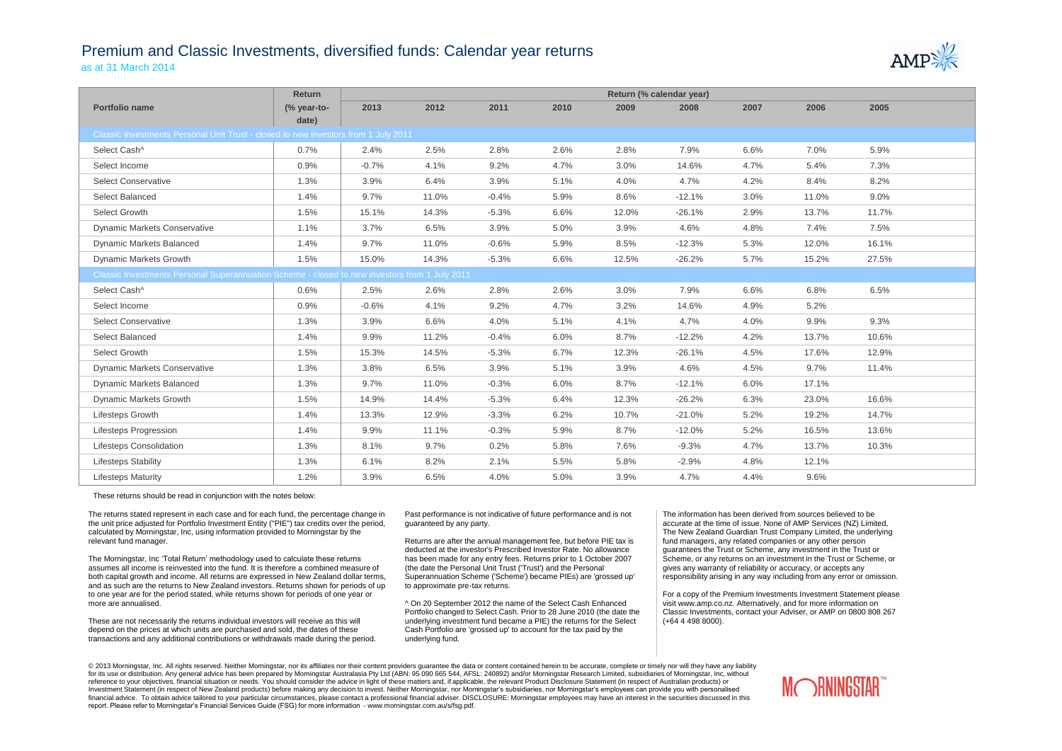# Premium and Classic Investments, diversified funds: Calendar year returns

as at 31 March 2014

| Portfolio name | Return (% year-to-date) | Return (% calendar year) | | | | | | | | |
|---|---|---|---|---|---|---|---|---|---|---|
| | | 2013 | 2012 | 2011 | 2010 | 2009 | 2008 | 2007 | 2006 | 2005 |
| **Classic Investments Personal Unit Trust - closed to new investors from 1 July 2011** | | | | | | | | | | |
| Select Cash^ | 0.7% | 2.4% | 2.5% | 2.8% | 2.6% | 2.8% | 7.9% | 6.6% | 7.0% | 5.9% |
| Select Income | 0.9% | -0.7% | 4.1% | 9.2% | 4.7% | 3.0% | 14.6% | 4.7% | 5.4% | 7.3% |
| Select Conservative | 1.3% | 3.9% | 6.4% | 3.9% | 5.1% | 4.0% | 4.7% | 4.2% | 8.4% | 8.2% |
| Select Balanced | 1.4% | 9.7% | 11.0% | -0.4% | 5.9% | 8.6% | -12.1% | 3.0% | 11.0% | 9.0% |
| Select Growth | 1.5% | 15.1% | 14.3% | -5.3% | 6.6% | 12.0% | -26.1% | 2.9% | 13.7% | 11.7% |
| Dynamic Markets Conservative | 1.1% | 3.7% | 6.5% | 3.9% | 5.0% | 3.9% | 4.6% | 4.8% | 7.4% | 7.5% |
| Dynamic Markets Balanced | 1.4% | 9.7% | 11.0% | -0.6% | 5.9% | 8.5% | -12.3% | 5.3% | 12.0% | 16.1% |
| Dynamic Markets Growth | 1.5% | 15.0% | 14.3% | -5.3% | 6.6% | 12.5% | -26.2% | 5.7% | 15.2% | 27.5% |
| **Classic Investments Personal Superannuation Scheme - closed to new investors from 1 July 2011** | | | | | | | | | | |
| Select Cash^ | 0.6% | 2.5% | 2.6% | 2.8% | 2.6% | 3.0% | 7.9% | 6.6% | 6.8% | 6.5% |
| Select Income | 0.9% | -0.6% | 4.1% | 9.2% | 4.7% | 3.2% | 14.6% | 4.9% | 5.2% | |
| Select Conservative | 1.3% | 3.9% | 6.6% | 4.0% | 5.1% | 4.1% | 4.7% | 4.0% | 9.9% | 9.3% |
| Select Balanced | 1.4% | 9.9% | 11.2% | -0.4% | 6.0% | 8.7% | -12.2% | 4.2% | 13.7% | 10.6% |
| Select Growth | 1.5% | 15.3% | 14.5% | -5.3% | 6.7% | 12.3% | -26.1% | 4.5% | 17.6% | 12.9% |
| Dynamic Markets Conservative | 1.3% | 3.8% | 6.5% | 3.9% | 5.1% | 3.9% | 4.6% | 4.5% | 9.7% | 11.4% |
| Dynamic Markets Balanced | 1.3% | 9.7% | 11.0% | -0.3% | 6.0% | 8.7% | -12.1% | 6.0% | 17.1% | |
| Dynamic Markets Growth | 1.5% | 14.9% | 14.4% | -5.3% | 6.4% | 12.3% | -26.2% | 6.3% | 23.0% | 16.6% |
| Lifesteps Growth | 1.4% | 13.3% | 12.9% | -3.3% | 6.2% | 10.7% | -21.0% | 5.2% | 19.2% | 14.7% |
| Lifesteps Progression | 1.4% | 9.9% | 11.1% | -0.3% | 5.9% | 8.7% | -12.0% | 5.2% | 16.5% | 13.6% |
| Lifesteps Consolidation | 1.3% | 8.1% | 9.7% | 0.2% | 5.8% | 7.6% | -9.3% | 4.7% | 13.7% | 10.3% |
| Lifesteps Stability | 1.3% | 6.1% | 8.2% | 2.1% | 5.5% | 5.8% | -2.9% | 4.8% | 12.1% | |
| Lifesteps Maturity | 1.2% | 3.9% | 6.5% | 4.0% | 5.0% | 3.9% | 4.7% | 4.4% | 9.6% | |

These returns should be read in conjunction with the notes below:

The returns stated represent in each case and for each fund, the percentage change in the unit price adjusted for Portfolio Investment Entity ("PIE") tax credits over the period, calculated by Morningstar, Inc, using information provided to Morningstar by the relevant fund manager.

The Morningstar, Inc 'Total Return' methodology used to calculate these returns assumes all income is reinvested into the fund. It is therefore a combined measure of both capital growth and income. All returns are expressed in New Zealand dollar terms, and as such are the returns to New Zealand investors. Returns shown for periods of up to one year are for the period stated, while returns shown for periods of one year or more are annualised.

These are not necessarily the returns individual investors will receive as this will depend on the prices at which units are purchased and sold, the dates of these transactions and any additional contributions or withdrawals made during the period.

Past performance is not indicative of future performance and is not guaranteed by any party.

Returns are after the annual management fee, but before PIE tax is deducted at the investor's Prescribed Investor Rate. No allowance has been made for any entry fees. Returns prior to 1 October 2007 (the date the Personal Unit Trust ('Trust') and the Personal Superannuation Scheme ('Scheme') became PIEs) are 'grossed up' to approximate pre-tax returns.

^ On 20 September 2012 the name of the Select Cash Enhanced Portfolio changed to Select Cash. Prior to 28 June 2010 (the date the underlying investment fund became a PIE) the returns for the Select Cash Portfolio are 'grossed up' to account for the tax paid by the underlying fund.

The information has been derived from sources believed to be accurate at the time of issue. None of AMP Services (NZ) Limited, The New Zealand Guardian Trust Company Limited, the underlying fund managers, any related companies or any other person guarantees the Trust or Scheme, any investment in the Trust or Scheme, or any returns on an investment in the Trust or Scheme, or gives any warranty of reliability or accuracy, or accepts any responsibility arising in any way including from any error or omission.

For a copy of the Premium Investments Investment Statement please visit www.amp.co.nz. Alternatively, and for more information on Classic Investments, contact your Adviser, or AMP on 0800 808 267 (+64 4 498 8000).

© 2013 Morningstar, Inc. All rights reserved. Neither Morningstar, nor its affiliates nor their content providers guarantee the data or content contained herein to be accurate, complete or timely nor will they have any liability for its use or distribution. Any general advice has been prepared by Morningstar Australasia Pty Ltd (ABN: 95 090 665 544, AFSL: 240892) and/or Morningstar Research Limited, subsidiaries of Morningstar, Inc, without reference to your objectives, financial situation or needs. You should consider the advice in light of these matters and, if applicable, the relevant Product Disclosure Statement (in respect of Australian products) or Investment Statement (in respect of New Zealand products) before making any decision to invest. Neither Morningstar, nor Morningstar's subsidiaries, nor Morningstar's employees can provide you with personalised financial advice. To obtain advice tailored to your particular circumstances, please contact a professional financial adviser. DISCLOSURE: Morningstar employees may have an interest in the securities discussed in this report. Please refer to Morningstar's Financial Services Guide (FSG) for more information - www.morningstar.com.au/s/fsg.pdf.